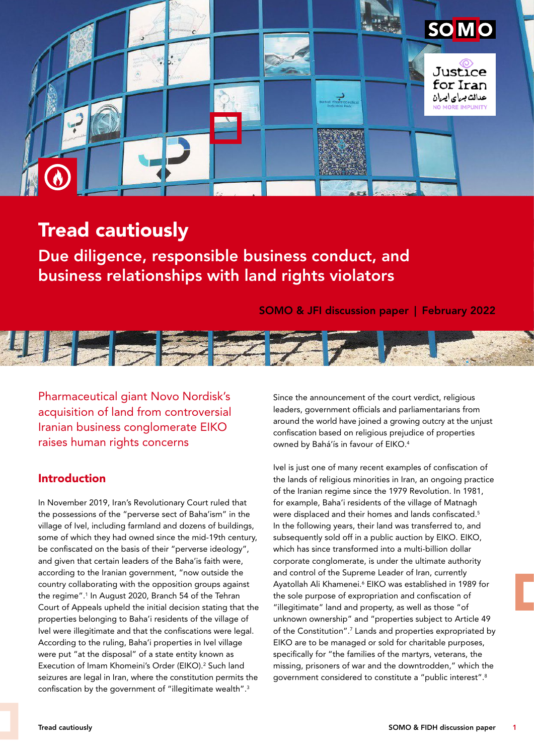# Tread cautiously

## Due diligence, responsible business conduct, and business relationships with land rights violators

SOMO & JFI discussion paper | February 2022

Pharmaceutical giant Novo Nordisk's acquisition of land from controversial Iranian business conglomerate EIKO raises human rights concerns

## Introduction

In November 2019, Iran's Revolutionary Court ruled that the possessions of the "perverse sect of Baha'ism" in the village of Ivel, including farmland and dozens of buildings, some of which they had owned since the mid-19th century, be confiscated on the basis of their "perverse ideology", and given that certain leaders of the Baha'is faith were, according to the Iranian government, "now outside the country collaborating with the opposition groups against the regime".[1] In August 2020, Branch 54 of the Tehran Court of Appeals upheld the initial decision stating that the properties belonging to Baha'i residents of the village of Ivel were illegitimate and that the confiscations were legal. According to the ruling, Baha'i properties in Ivel village were put "at the disposal" of a state entity known as Execution of Imam Khomeini's Order (EIKO).[2] Such land seizures are legal in Iran, where the constitution permits the confiscation by the government of "illegitimate wealth".[3]

Since the announcement of the court verdict, religious leaders, government officials and parliamentarians from around the world have joined a growing outcry at the unjust confiscation based on religious prejudice of properties owned by Bahá'ís in favour of EIKO.[4]

Ivel is just one of many recent examples of confiscation of the lands of religious minorities in Iran, an ongoing practice of the Iranian regime since the 1979 Revolution. In 1981, for example, Baha'i residents of the village of Matnagh were displaced and their homes and lands confiscated.[5] In the following years, their land was transferred to, and subsequently sold off in a public auction by EIKO. EIKO, which has since transformed into a multi-billion dollar corporate conglomerate, is under the ultimate authority and control of the Supreme Leader of Iran, currently Ayatollah Ali Khamenei.[6] EIKO was established in 1989 for the sole purpose of expropriation and confiscation of "illegitimate" land and property, as well as those "of unknown ownership" and "properties subject to Article 49 of the Constitution".[7] Lands and properties expropriated by EIKO are to be managed or sold for charitable purposes, specifically for "the families of the martyrs, veterans, the missing, prisoners of war and the downtrodden," which the government considered to constitute a "public interest".[8]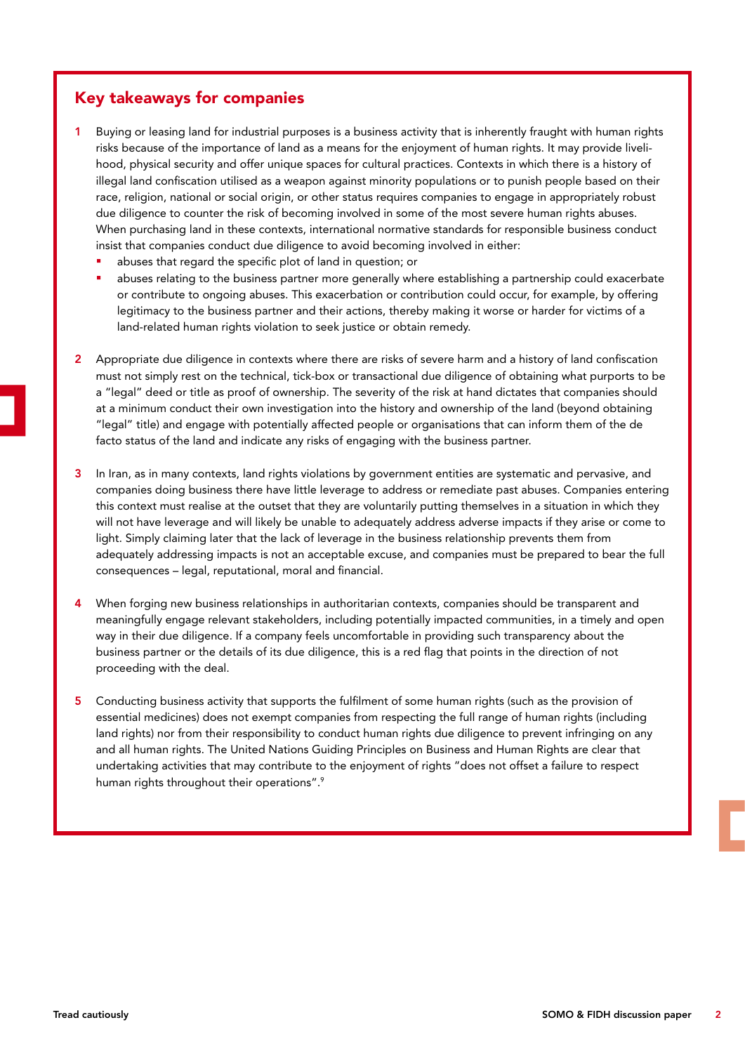## Key takeaways for companies

1. Buying or leasing land for industrial purposes is a business activity that is inherently fraught with human rights risks because of the importance of land as a means for the enjoyment of human rights. It may provide livelihood, physical security and offer unique spaces for cultural practices. Contexts in which there is a history of illegal land confiscation utilised as a weapon against minority populations or to punish people based on their race, religion, national or social origin, or other status requires companies to engage in appropriately robust due diligence to counter the risk of becoming involved in some of the most severe human rights abuses. When purchasing land in these contexts, international normative standards for responsible business conduct insist that companies conduct due diligence to avoid becoming involved in either:
   - abuses that regard the specific plot of land in question; or
   - abuses relating to the business partner more generally where establishing a partnership could exacerbate or contribute to ongoing abuses. This exacerbation or contribution could occur, for example, by offering legitimacy to the business partner and their actions, thereby making it worse or harder for victims of a land-related human rights violation to seek justice or obtain remedy.

2. Appropriate due diligence in contexts where there are risks of severe harm and a history of land confiscation must not simply rest on the technical, tick-box or transactional due diligence of obtaining what purports to be a "legal" deed or title as proof of ownership. The severity of the risk at hand dictates that companies should at a minimum conduct their own investigation into the history and ownership of the land (beyond obtaining "legal" title) and engage with potentially affected people or organisations that can inform them of the de facto status of the land and indicate any risks of engaging with the business partner.

3. In Iran, as in many contexts, land rights violations by government entities are systematic and pervasive, and companies doing business there have little leverage to address or remediate past abuses. Companies entering this context must realise at the outset that they are voluntarily putting themselves in a situation in which they will not have leverage and will likely be unable to adequately address adverse impacts if they arise or come to light. Simply claiming later that the lack of leverage in the business relationship prevents them from adequately addressing impacts is not an acceptable excuse, and companies must be prepared to bear the full consequences – legal, reputational, moral and financial.

4. When forging new business relationships in authoritarian contexts, companies should be transparent and meaningfully engage relevant stakeholders, including potentially impacted communities, in a timely and open way in their due diligence. If a company feels uncomfortable in providing such transparency about the business partner or the details of its due diligence, this is a red flag that points in the direction of not proceeding with the deal.

5. Conducting business activity that supports the fulfilment of some human rights (such as the provision of essential medicines) does not exempt companies from respecting the full range of human rights (including land rights) nor from their responsibility to conduct human rights due diligence to prevent infringing on any and all human rights. The United Nations Guiding Principles on Business and Human Rights are clear that undertaking activities that may contribute to the enjoyment of rights "does not offset a failure to respect human rights throughout their operations".[9]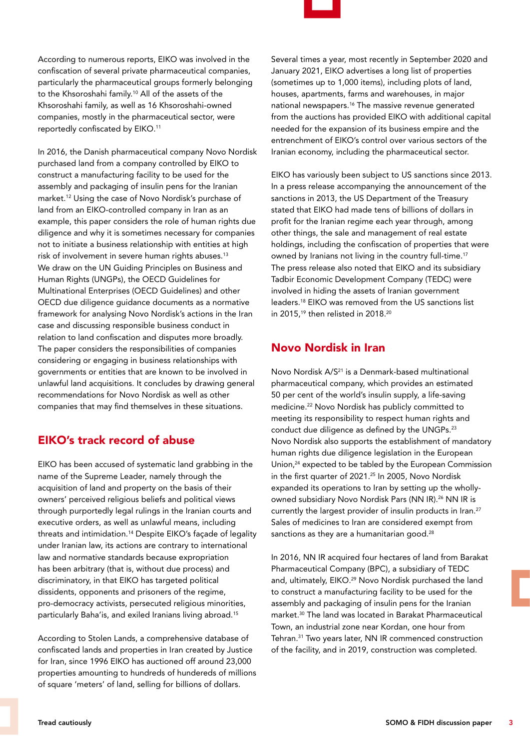According to numerous reports, EIKO was involved in the confiscation of several private pharmaceutical companies, particularly the pharmaceutical groups formerly belonging to the Khsoroshahi family.[10] All of the assets of the Khsoroshahi family, as well as 16 Khsoroshahi-owned companies, mostly in the pharmaceutical sector, were reportedly confiscated by EIKO.[11]

In 2016, the Danish pharmaceutical company Novo Nordisk purchased land from a company controlled by EIKO to construct a manufacturing facility to be used for the assembly and packaging of insulin pens for the Iranian market.[12] Using the case of Novo Nordisk's purchase of land from an EIKO-controlled company in Iran as an example, this paper considers the role of human rights due diligence and why it is sometimes necessary for companies not to initiate a business relationship with entities at high risk of involvement in severe human rights abuses.[13] We draw on the UN Guiding Principles on Business and Human Rights (UNGPs), the OECD Guidelines for Multinational Enterprises (OECD Guidelines) and other OECD due diligence guidance documents as a normative framework for analysing Novo Nordisk's actions in the Iran case and discussing responsible business conduct in relation to land confiscation and disputes more broadly. The paper considers the responsibilities of companies considering or engaging in business relationships with governments or entities that are known to be involved in unlawful land acquisitions. It concludes by drawing general recommendations for Novo Nordisk as well as other companies that may find themselves in these situations.

## EIKO's track record of abuse

EIKO has been accused of systematic land grabbing in the name of the Supreme Leader, namely through the acquisition of land and property on the basis of their owners' perceived religious beliefs and political views through purportedly legal rulings in the Iranian courts and executive orders, as well as unlawful means, including threats and intimidation.[14] Despite EIKO's façade of legality under Iranian law, its actions are contrary to international law and normative standards because expropriation has been arbitrary (that is, without due process) and discriminatory, in that EIKO has targeted political dissidents, opponents and prisoners of the regime, pro-democracy activists, persecuted religious minorities, particularly Baha'is, and exiled Iranians living abroad.[15]

According to Stolen Lands, a comprehensive database of confiscated lands and properties in Iran created by Justice for Iran, since 1996 EIKO has auctioned off around 23,000 properties amounting to hundreds of hundereds of millions of square 'meters' of land, selling for billions of dollars.

Several times a year, most recently in September 2020 and January 2021, EIKO advertises a long list of properties (sometimes up to 1,000 items), including plots of land, houses, apartments, farms and warehouses, in major national newspapers.[16] The massive revenue generated from the auctions has provided EIKO with additional capital needed for the expansion of its business empire and the entrenchment of EIKO's control over various sectors of the Iranian economy, including the pharmaceutical sector.

EIKO has variously been subject to US sanctions since 2013. In a press release accompanying the announcement of the sanctions in 2013, the US Department of the Treasury stated that EIKO had made tens of billions of dollars in profit for the Iranian regime each year through, among other things, the sale and management of real estate holdings, including the confiscation of properties that were owned by Iranians not living in the country full-time.[17] The press release also noted that EIKO and its subsidiary Tadbir Economic Development Company (TEDC) were involved in hiding the assets of Iranian government leaders.[18] EIKO was removed from the US sanctions list in 2015,[19] then relisted in 2018.[20]

## Novo Nordisk in Iran

Novo Nordisk A/S[21] is a Denmark-based multinational pharmaceutical company, which provides an estimated 50 per cent of the world's insulin supply, a life-saving medicine.[22] Novo Nordisk has publicly committed to meeting its responsibility to respect human rights and conduct due diligence as defined by the UNGPs.[23] Novo Nordisk also supports the establishment of mandatory human rights due diligence legislation in the European Union,[24] expected to be tabled by the European Commission in the first quarter of 2021.[25] In 2005, Novo Nordisk expanded its operations to Iran by setting up the wholly-owned subsidiary Novo Nordisk Pars (NN IR).[26] NN IR is currently the largest provider of insulin products in Iran.[27] Sales of medicines to Iran are considered exempt from sanctions as they are a humanitarian good.[28]

In 2016, NN IR acquired four hectares of land from Barakat Pharmaceutical Company (BPC), a subsidiary of TEDC and, ultimately, EIKO.[29] Novo Nordisk purchased the land to construct a manufacturing facility to be used for the assembly and packaging of insulin pens for the Iranian market.[30] The land was located in Barakat Pharmaceutical Town, an industrial zone near Kordan, one hour from Tehran.[31] Two years later, NN IR commenced construction of the facility, and in 2019, construction was completed.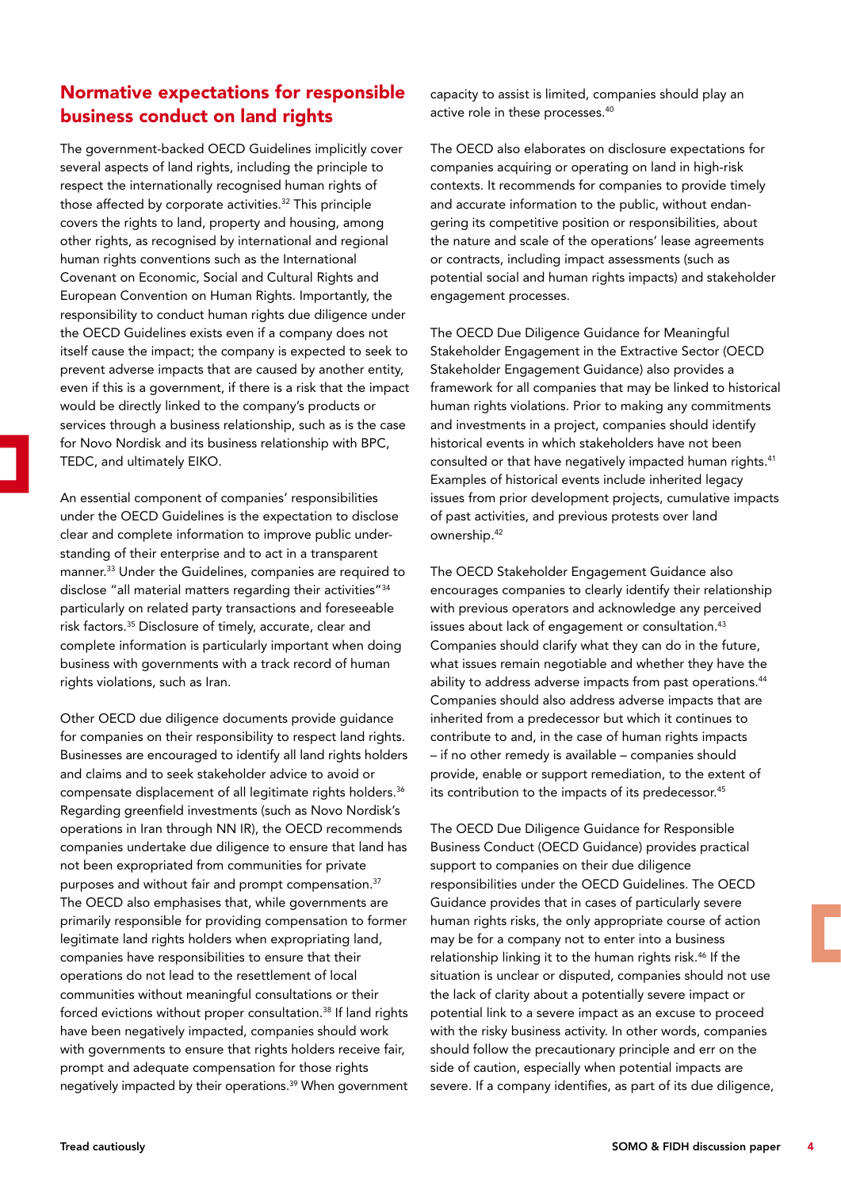## Normative expectations for responsible business conduct on land rights

The government-backed OECD Guidelines implicitly cover several aspects of land rights, including the principle to respect the internationally recognised human rights of those affected by corporate activities.[32] This principle covers the rights to land, property and housing, among other rights, as recognised by international and regional human rights conventions such as the International Covenant on Economic, Social and Cultural Rights and European Convention on Human Rights. Importantly, the responsibility to conduct human rights due diligence under the OECD Guidelines exists even if a company does not itself cause the impact; the company is expected to seek to prevent adverse impacts that are caused by another entity, even if this is a government, if there is a risk that the impact would be directly linked to the company's products or services through a business relationship, such as is the case for Novo Nordisk and its business relationship with BPC, TEDC, and ultimately EIKO.

An essential component of companies' responsibilities under the OECD Guidelines is the expectation to disclose clear and complete information to improve public understanding of their enterprise and to act in a transparent manner.[33] Under the Guidelines, companies are required to disclose "all material matters regarding their activities"[34] particularly on related party transactions and foreseeable risk factors.[35] Disclosure of timely, accurate, clear and complete information is particularly important when doing business with governments with a track record of human rights violations, such as Iran.

Other OECD due diligence documents provide guidance for companies on their responsibility to respect land rights. Businesses are encouraged to identify all land rights holders and claims and to seek stakeholder advice to avoid or compensate displacement of all legitimate rights holders.[36] Regarding greenfield investments (such as Novo Nordisk's operations in Iran through NN IR), the OECD recommends companies undertake due diligence to ensure that land has not been expropriated from communities for private purposes and without fair and prompt compensation.[37] The OECD also emphasises that, while governments are primarily responsible for providing compensation to former legitimate land rights holders when expropriating land, companies have responsibilities to ensure that their operations do not lead to the resettlement of local communities without meaningful consultations or their forced evictions without proper consultation.[38] If land rights have been negatively impacted, companies should work with governments to ensure that rights holders receive fair, prompt and adequate compensation for those rights negatively impacted by their operations.[39] When government capacity to assist is limited, companies should play an active role in these processes.[40]

The OECD also elaborates on disclosure expectations for companies acquiring or operating on land in high-risk contexts. It recommends for companies to provide timely and accurate information to the public, without endangering its competitive position or responsibilities, about the nature and scale of the operations' lease agreements or contracts, including impact assessments (such as potential social and human rights impacts) and stakeholder engagement processes.

The OECD Due Diligence Guidance for Meaningful Stakeholder Engagement in the Extractive Sector (OECD Stakeholder Engagement Guidance) also provides a framework for all companies that may be linked to historical human rights violations. Prior to making any commitments and investments in a project, companies should identify historical events in which stakeholders have not been consulted or that have negatively impacted human rights.[41] Examples of historical events include inherited legacy issues from prior development projects, cumulative impacts of past activities, and previous protests over land ownership.[42]

The OECD Stakeholder Engagement Guidance also encourages companies to clearly identify their relationship with previous operators and acknowledge any perceived issues about lack of engagement or consultation.[43] Companies should clarify what they can do in the future, what issues remain negotiable and whether they have the ability to address adverse impacts from past operations.[44] Companies should also address adverse impacts that are inherited from a predecessor but which it continues to contribute to and, in the case of human rights impacts – if no other remedy is available – companies should provide, enable or support remediation, to the extent of its contribution to the impacts of its predecessor.[45]

The OECD Due Diligence Guidance for Responsible Business Conduct (OECD Guidance) provides practical support to companies on their due diligence responsibilities under the OECD Guidelines. The OECD Guidance provides that in cases of particularly severe human rights risks, the only appropriate course of action may be for a company not to enter into a business relationship linking it to the human rights risk.[46] If the situation is unclear or disputed, companies should not use the lack of clarity about a potentially severe impact or potential link to a severe impact as an excuse to proceed with the risky business activity. In other words, companies should follow the precautionary principle and err on the side of caution, especially when potential impacts are severe. If a company identifies, as part of its due diligence,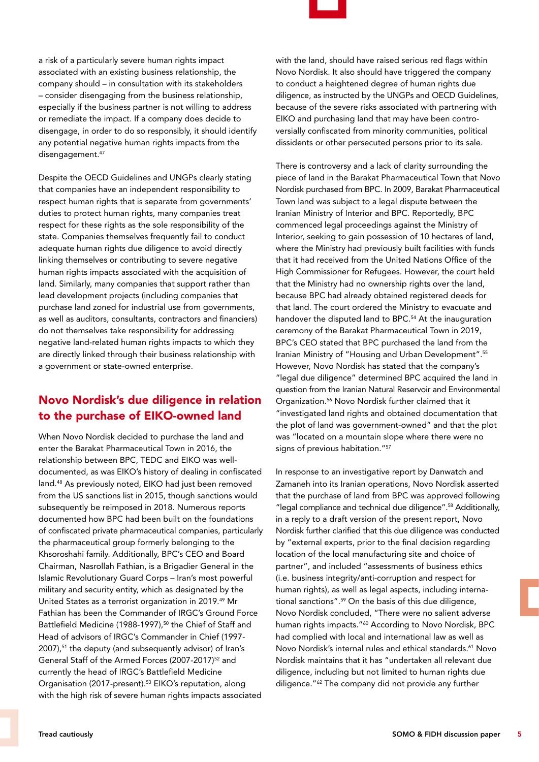a risk of a particularly severe human rights impact associated with an existing business relationship, the company should – in consultation with its stakeholders – consider disengaging from the business relationship, especially if the business partner is not willing to address or remediate the impact. If a company does decide to disengage, in order to do so responsibly, it should identify any potential negative human rights impacts from the disengagement.[47]

Despite the OECD Guidelines and UNGPs clearly stating that companies have an independent responsibility to respect human rights that is separate from governments' duties to protect human rights, many companies treat respect for these rights as the sole responsibility of the state. Companies themselves frequently fail to conduct adequate human rights due diligence to avoid directly linking themselves or contributing to severe negative human rights impacts associated with the acquisition of land. Similarly, many companies that support rather than lead development projects (including companies that purchase land zoned for industrial use from governments, as well as auditors, consultants, contractors and financiers) do not themselves take responsibility for addressing negative land-related human rights impacts to which they are directly linked through their business relationship with a government or state-owned enterprise.

## Novo Nordisk's due diligence in relation to the purchase of EIKO-owned land

When Novo Nordisk decided to purchase the land and enter the Barakat Pharmaceutical Town in 2016, the relationship between BPC, TEDC and EIKO was well-documented, as was EIKO's history of dealing in confiscated land.[48] As previously noted, EIKO had just been removed from the US sanctions list in 2015, though sanctions would subsequently be reimposed in 2018. Numerous reports documented how BPC had been built on the foundations of confiscated private pharmaceutical companies, particularly the pharmaceutical group formerly belonging to the Khsoroshahi family. Additionally, BPC's CEO and Board Chairman, Nasrollah Fathian, is a Brigadier General in the Islamic Revolutionary Guard Corps – Iran's most powerful military and security entity, which as designated by the United States as a terrorist organization in 2019.[49] Mr Fathian has been the Commander of IRGC's Ground Force Battlefield Medicine (1988-1997),[50] the Chief of Staff and Head of advisors of IRGC's Commander in Chief (1997-2007),[51] the deputy (and subsequently advisor) of Iran's General Staff of the Armed Forces (2007-2017)[52] and currently the head of IRGC's Battlefield Medicine Organisation (2017-present).[53] EIKO's reputation, along with the high risk of severe human rights impacts associated with the land, should have raised serious red flags within Novo Nordisk. It also should have triggered the company to conduct a heightened degree of human rights due diligence, as instructed by the UNGPs and OECD Guidelines, because of the severe risks associated with partnering with EIKO and purchasing land that may have been controversially confiscated from minority communities, political dissidents or other persecuted persons prior to its sale.

There is controversy and a lack of clarity surrounding the piece of land in the Barakat Pharmaceutical Town that Novo Nordisk purchased from BPC. In 2009, Barakat Pharmaceutical Town land was subject to a legal dispute between the Iranian Ministry of Interior and BPC. Reportedly, BPC commenced legal proceedings against the Ministry of Interior, seeking to gain possession of 10 hectares of land, where the Ministry had previously built facilities with funds that it had received from the United Nations Office of the High Commissioner for Refugees. However, the court held that the Ministry had no ownership rights over the land, because BPC had already obtained registered deeds for that land. The court ordered the Ministry to evacuate and handover the disputed land to BPC.[54] At the inauguration ceremony of the Barakat Pharmaceutical Town in 2019, BPC's CEO stated that BPC purchased the land from the Iranian Ministry of "Housing and Urban Development".[55] However, Novo Nordisk has stated that the company's "legal due diligence" determined BPC acquired the land in question from the Iranian Natural Reservoir and Environmental Organization.[56] Novo Nordisk further claimed that it "investigated land rights and obtained documentation that the plot of land was government-owned" and that the plot was "located on a mountain slope where there were no signs of previous habitation."[57]

In response to an investigative report by Danwatch and Zamaneh into its Iranian operations, Novo Nordisk asserted that the purchase of land from BPC was approved following "legal compliance and technical due diligence".[58] Additionally, in a reply to a draft version of the present report, Novo Nordisk further clarified that this due diligence was conducted by "external experts, prior to the final decision regarding location of the local manufacturing site and choice of partner", and included "assessments of business ethics (i.e. business integrity/anti-corruption and respect for human rights), as well as legal aspects, including international sanctions".[59] On the basis of this due diligence, Novo Nordisk concluded, "There were no salient adverse human rights impacts."[60] According to Novo Nordisk, BPC had complied with local and international law as well as Novo Nordisk's internal rules and ethical standards.[61] Novo Nordisk maintains that it has "undertaken all relevant due diligence, including but not limited to human rights due diligence."[62] The company did not provide any further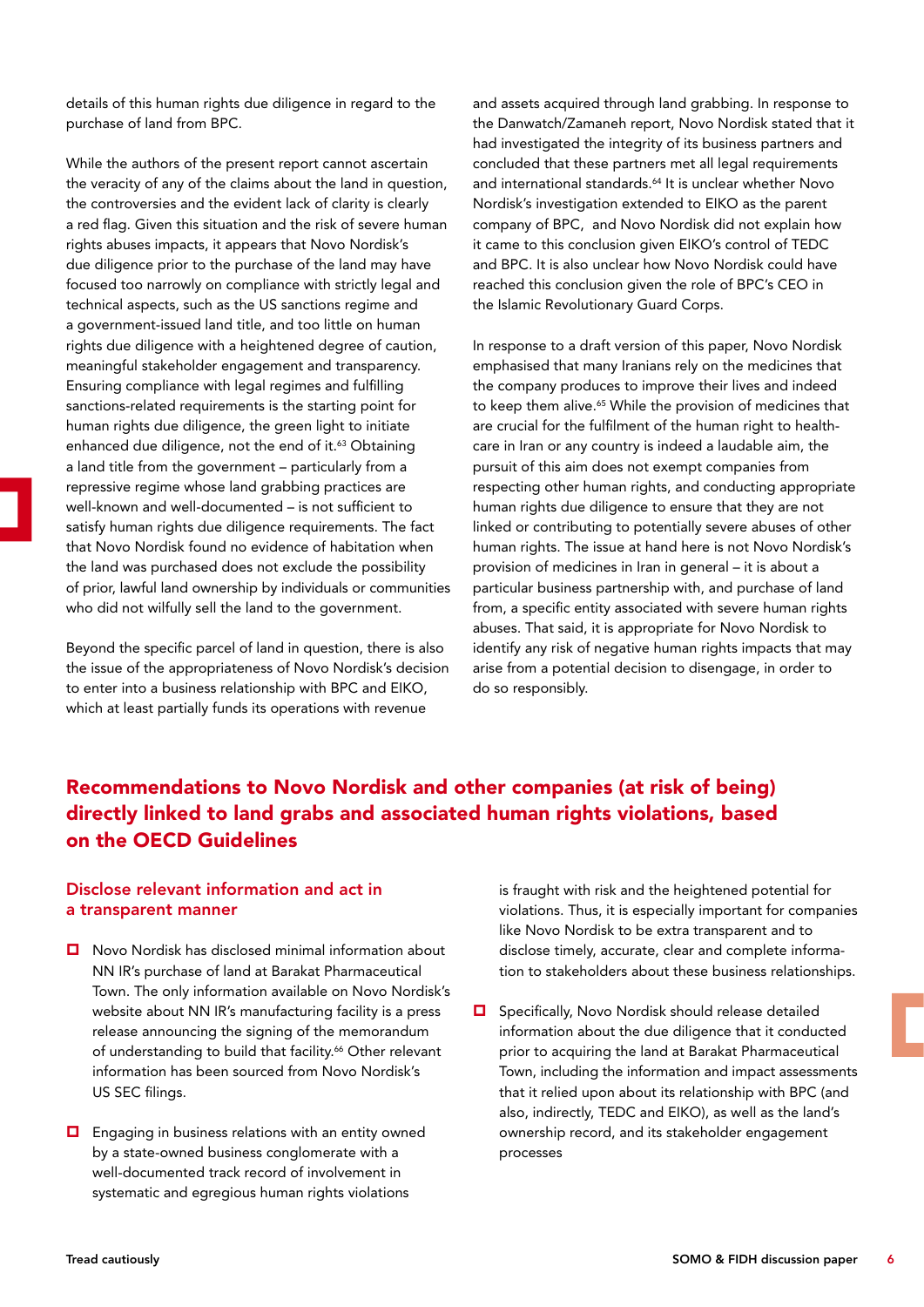details of this human rights due diligence in regard to the purchase of land from BPC.

While the authors of the present report cannot ascertain the veracity of any of the claims about the land in question, the controversies and the evident lack of clarity is clearly a red flag. Given this situation and the risk of severe human rights abuses impacts, it appears that Novo Nordisk's due diligence prior to the purchase of the land may have focused too narrowly on compliance with strictly legal and technical aspects, such as the US sanctions regime and a government-issued land title, and too little on human rights due diligence with a heightened degree of caution, meaningful stakeholder engagement and transparency. Ensuring compliance with legal regimes and fulfilling sanctions-related requirements is the starting point for human rights due diligence, the green light to initiate enhanced due diligence, not the end of it.[63] Obtaining a land title from the government – particularly from a repressive regime whose land grabbing practices are well-known and well-documented – is not sufficient to satisfy human rights due diligence requirements. The fact that Novo Nordisk found no evidence of habitation when the land was purchased does not exclude the possibility of prior, lawful land ownership by individuals or communities who did not wilfully sell the land to the government.

Beyond the specific parcel of land in question, there is also the issue of the appropriateness of Novo Nordisk's decision to enter into a business relationship with BPC and EIKO, which at least partially funds its operations with revenue and assets acquired through land grabbing. In response to the Danwatch/Zamaneh report, Novo Nordisk stated that it had investigated the integrity of its business partners and concluded that these partners met all legal requirements and international standards.[64] It is unclear whether Novo Nordisk's investigation extended to EIKO as the parent company of BPC, and Novo Nordisk did not explain how it came to this conclusion given EIKO's control of TEDC and BPC. It is also unclear how Novo Nordisk could have reached this conclusion given the role of BPC's CEO in the Islamic Revolutionary Guard Corps.

In response to a draft version of this paper, Novo Nordisk emphasised that many Iranians rely on the medicines that the company produces to improve their lives and indeed to keep them alive.[65] While the provision of medicines that are crucial for the fulfilment of the human right to health-care in Iran or any country is indeed a laudable aim, the pursuit of this aim does not exempt companies from respecting other human rights, and conducting appropriate human rights due diligence to ensure that they are not linked or contributing to potentially severe abuses of other human rights. The issue at hand here is not Novo Nordisk's provision of medicines in Iran in general – it is about a particular business partnership with, and purchase of land from, a specific entity associated with severe human rights abuses. That said, it is appropriate for Novo Nordisk to identify any risk of negative human rights impacts that may arise from a potential decision to disengage, in order to do so responsibly.

## Recommendations to Novo Nordisk and other companies (at risk of being) directly linked to land grabs and associated human rights violations, based on the OECD Guidelines

### Disclose relevant information and act in a transparent manner

- Novo Nordisk has disclosed minimal information about NN IR's purchase of land at Barakat Pharmaceutical Town. The only information available on Novo Nordisk's website about NN IR's manufacturing facility is a press release announcing the signing of the memorandum of understanding to build that facility.[66] Other relevant information has been sourced from Novo Nordisk's US SEC filings.

- Engaging in business relations with an entity owned by a state-owned business conglomerate with a well-documented track record of involvement in systematic and egregious human rights violations is fraught with risk and the heightened potential for violations. Thus, it is especially important for companies like Novo Nordisk to be extra transparent and to disclose timely, accurate, clear and complete information to stakeholders about these business relationships.

- Specifically, Novo Nordisk should release detailed information about the due diligence that it conducted prior to acquiring the land at Barakat Pharmaceutical Town, including the information and impact assessments that it relied upon about its relationship with BPC (and also, indirectly, TEDC and EIKO), as well as the land's ownership record, and its stakeholder engagement processes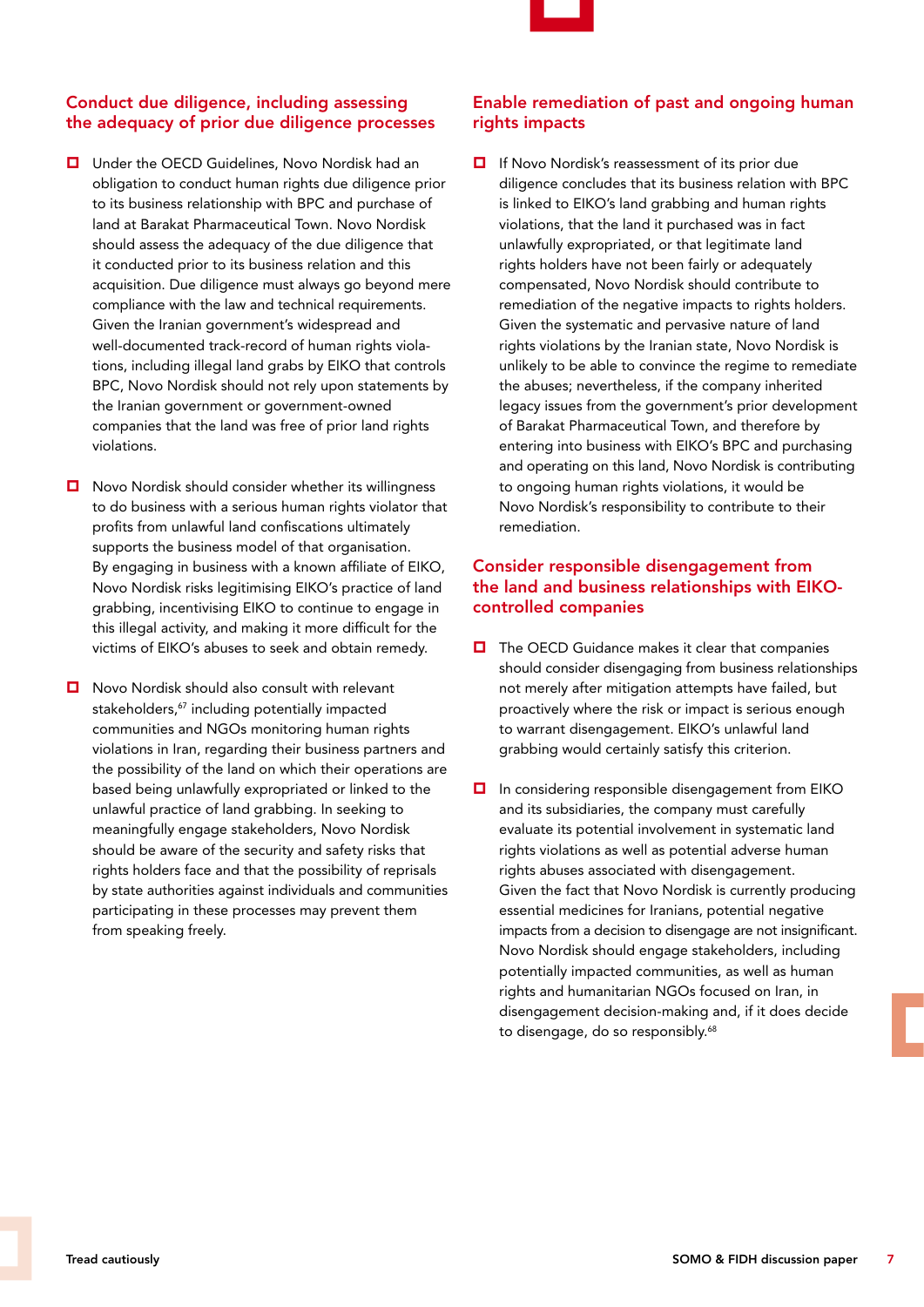## Conduct due diligence, including assessing the adequacy of prior due diligence processes

- Under the OECD Guidelines, Novo Nordisk had an obligation to conduct human rights due diligence prior to its business relationship with BPC and purchase of land at Barakat Pharmaceutical Town. Novo Nordisk should assess the adequacy of the due diligence that it conducted prior to its business relation and this acquisition. Due diligence must always go beyond mere compliance with the law and technical requirements. Given the Iranian government's widespread and well-documented track-record of human rights violations, including illegal land grabs by EIKO that controls BPC, Novo Nordisk should not rely upon statements by the Iranian government or government-owned companies that the land was free of prior land rights violations.

- Novo Nordisk should consider whether its willingness to do business with a serious human rights violator that profits from unlawful land confiscations ultimately supports the business model of that organisation. By engaging in business with a known affiliate of EIKO, Novo Nordisk risks legitimising EIKO's practice of land grabbing, incentivising EIKO to continue to engage in this illegal activity, and making it more difficult for the victims of EIKO's abuses to seek and obtain remedy.

- Novo Nordisk should also consult with relevant stakeholders,[67] including potentially impacted communities and NGOs monitoring human rights violations in Iran, regarding their business partners and the possibility of the land on which their operations are based being unlawfully expropriated or linked to the unlawful practice of land grabbing. In seeking to meaningfully engage stakeholders, Novo Nordisk should be aware of the security and safety risks that rights holders face and that the possibility of reprisals by state authorities against individuals and communities participating in these processes may prevent them from speaking freely.

## Enable remediation of past and ongoing human rights impacts

- If Novo Nordisk's reassessment of its prior due diligence concludes that its business relation with BPC is linked to EIKO's land grabbing and human rights violations, that the land it purchased was in fact unlawfully expropriated, or that legitimate land rights holders have not been fairly or adequately compensated, Novo Nordisk should contribute to remediation of the negative impacts to rights holders. Given the systematic and pervasive nature of land rights violations by the Iranian state, Novo Nordisk is unlikely to be able to convince the regime to remediate the abuses; nevertheless, if the company inherited legacy issues from the government's prior development of Barakat Pharmaceutical Town, and therefore by entering into business with EIKO's BPC and purchasing and operating on this land, Novo Nordisk is contributing to ongoing human rights violations, it would be Novo Nordisk's responsibility to contribute to their remediation.

## Consider responsible disengagement from the land and business relationships with EIKO-controlled companies

- The OECD Guidance makes it clear that companies should consider disengaging from business relationships not merely after mitigation attempts have failed, but proactively where the risk or impact is serious enough to warrant disengagement. EIKO's unlawful land grabbing would certainly satisfy this criterion.

- In considering responsible disengagement from EIKO and its subsidiaries, the company must carefully evaluate its potential involvement in systematic land rights violations as well as potential adverse human rights abuses associated with disengagement. Given the fact that Novo Nordisk is currently producing essential medicines for Iranians, potential negative impacts from a decision to disengage are not insignificant. Novo Nordisk should engage stakeholders, including potentially impacted communities, as well as human rights and humanitarian NGOs focused on Iran, in disengagement decision-making and, if it does decide to disengage, do so responsibly.[68]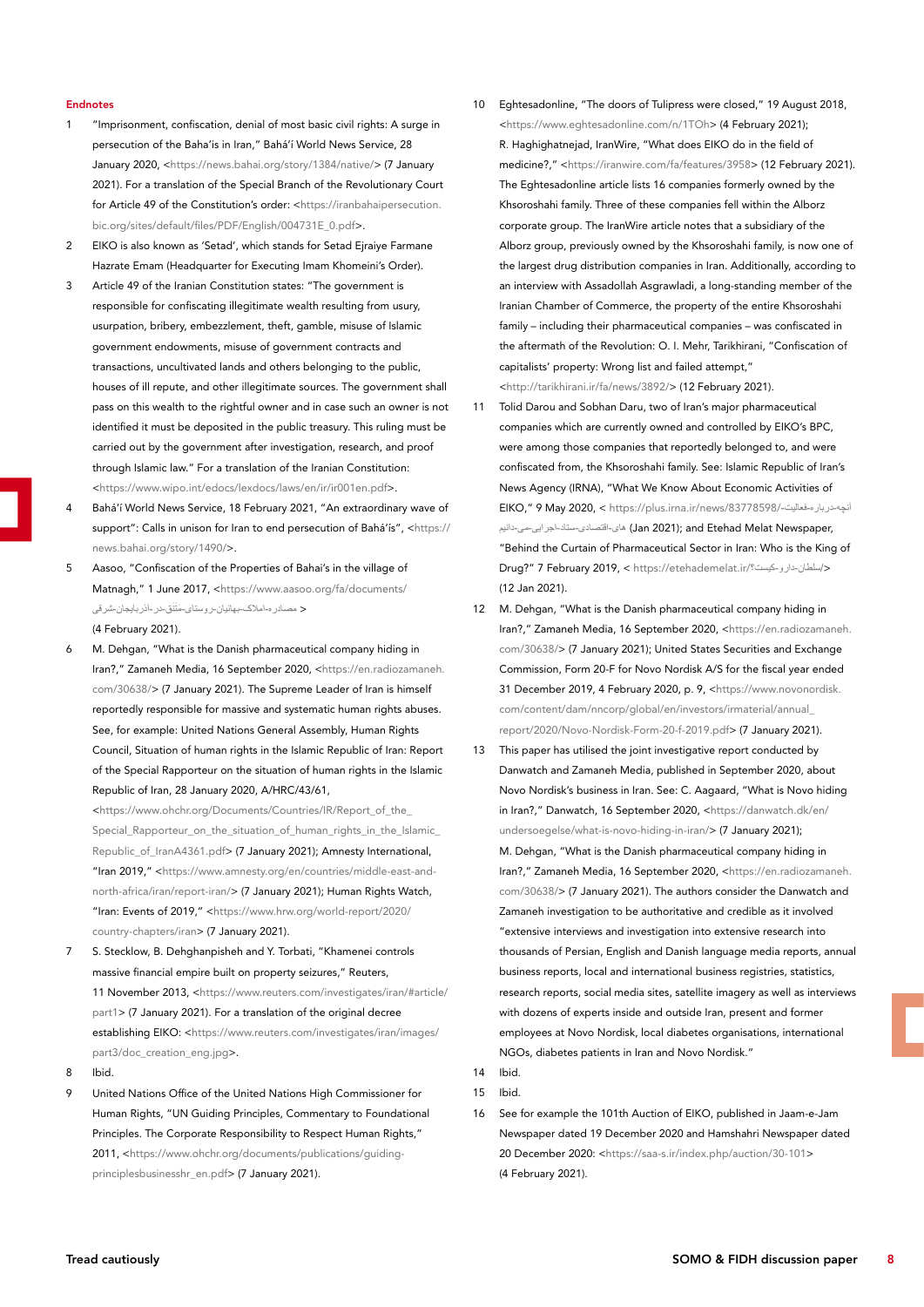## Endnotes

1. "Imprisonment, confiscation, denial of most basic civil rights: A surge in persecution of the Baha'is in Iran," Bahá'í World News Service, 28 January 2020, <https://news.bahai.org/story/1384/native/> (7 January 2021). For a translation of the Special Branch of the Revolutionary Court for Article 49 of the Constitution's order: <https://iranbahaipersecution.bic.org/sites/default/files/PDF/English/004731E_0.pdf>.
2. EIKO is also known as 'Setad', which stands for Setad Ejraiye Farmane Hazrate Emam (Headquarter for Executing Imam Khomeini's Order).
3. Article 49 of the Iranian Constitution states: "The government is responsible for confiscating illegitimate wealth resulting from usury, usurpation, bribery, embezzlement, theft, gamble, misuse of Islamic government endowments, misuse of government contracts and transactions, uncultivated lands and others belonging to the public, houses of ill repute, and other illegitimate sources. The government shall pass on this wealth to the rightful owner and in case such an owner is not identified it must be deposited in the public treasury. This ruling must be carried out by the government after investigation, research, and proof through Islamic law." For a translation of the Iranian Constitution: <https://www.wipo.int/edocs/lexdocs/laws/en/ir/ir001en.pdf>.
4. Bahá'í World News Service, 18 February 2021, "An extraordinary wave of support": Calls in unison for Iran to end persecution of Bahá'ís", <https://news.bahai.org/story/1490/>.
5. Aasoo, "Confiscation of the Properties of Bahai's in the village of Matnagh," 1 June 2017, <https://www.aasoo.org/fa/documents/مصادره-املاک-بهائیان-روستای-مَتَنق-در-آذربایجان-شرقی> (4 February 2021).
6. M. Dehgan, "What is the Danish pharmaceutical company hiding in Iran?," Zamaneh Media, 16 September 2020, <https://en.radiozamaneh.com/30638/> (7 January 2021). The Supreme Leader of Iran is himself reportedly responsible for massive and systematic human rights abuses. See, for example: United Nations General Assembly, Human Rights Council, Situation of human rights in the Islamic Republic of Iran: Report of the Special Rapporteur on the situation of human rights in the Islamic Republic of Iran, 28 January 2020, A/HRC/43/61, <https://www.ohchr.org/Documents/Countries/IR/Report_of_the_Special_Rapporteur_on_the_situation_of_human_rights_in_the_Islamic_Republic_of_IranA4361.pdf> (7 January 2021); Amnesty International, "Iran 2019," <https://www.amnesty.org/en/countries/middle-east-and-north-africa/iran/report-iran/> (7 January 2021); Human Rights Watch, "Iran: Events of 2019," <https://www.hrw.org/world-report/2020/country-chapters/iran> (7 January 2021).
7. S. Stecklow, B. Dehghanpisheh and Y. Torbati, "Khamenei controls massive financial empire built on property seizures," Reuters, 11 November 2013, <https://www.reuters.com/investigates/iran/#article/part1> (7 January 2021). For a translation of the original decree establishing EIKO: <https://www.reuters.com/investigates/iran/images/part3/doc_creation_eng.jpg>.
8. Ibid.
9. United Nations Office of the United Nations High Commissioner for Human Rights, "UN Guiding Principles, Commentary to Foundational Principles. The Corporate Responsibility to Respect Human Rights," 2011, <https://www.ohchr.org/documents/publications/guidingprinciplesbusinesshr_en.pdf> (7 January 2021).
10. Eghtesadonline, "The doors of Tulipress were closed," 19 August 2018, <https://www.eghtesadonline.com/n/1TOh> (4 February 2021); R. Haghighatnejad, IranWire, "What does EIKO do in the field of medicine?," <https://iranwire.com/fa/features/3958> (12 February 2021). The Eghtesadonline article lists 16 companies formerly owned by the Khsoroshahi family. Three of these companies fell within the Alborz corporate group. The IranWire article notes that a subsidiary of the Alborz group, previously owned by the Khsoroshahi family, is now one of the largest drug distribution companies in Iran. Additionally, according to an interview with Assadollah Asgrawladi, a long-standing member of the Iranian Chamber of Commerce, the property of the entire Khsoroshahi family – including their pharmaceutical companies – was confiscated in the aftermath of the Revolution: O. I. Mehr, Tarikhirani, "Confiscation of capitalists' property: Wrong list and failed attempt," <http://tarikhirani.ir/fa/news/3892/> (12 February 2021).
11. Tolid Darou and Sobhan Daru, two of Iran's major pharmaceutical companies which are currently owned and controlled by EIKO's BPC, were among those companies that reportedly belonged to, and were confiscated from, the Khsoroshahi family. See: Islamic Republic of Iran's News Agency (IRNA), "What We Know About Economic Activities of EIKO," 9 May 2020, < https://plus.irna.ir/news/83778598/آنچه-درباره-فعالیت-های-اقتصادی-ستاد-اجرایی-می-دانیم (Jan 2021); and Etehad Melat Newspaper, "Behind the Curtain of Pharmaceutical Sector in Iran: Who is the King of Drug?" 7 February 2019, < https://etehademelat.ir/سلطان-دارو-کیست؟/> (12 Jan 2021).
12. M. Dehgan, "What is the Danish pharmaceutical company hiding in Iran?," Zamaneh Media, 16 September 2020, <https://en.radiozamaneh.com/30638/> (7 January 2021); United States Securities and Exchange Commission, Form 20-F for Novo Nordisk A/S for the fiscal year ended 31 December 2019, 4 February 2020, p. 9, <https://www.novonordisk.com/content/dam/nncorp/global/en/investors/irmaterial/annual_report/2020/Novo-Nordisk-Form-20-f-2019.pdf> (7 January 2021).
13. This paper has utilised the joint investigative report conducted by Danwatch and Zamaneh Media, published in September 2020, about Novo Nordisk's business in Iran. See: C. Aagaard, "What is Novo hiding in Iran?," Danwatch, 16 September 2020, <https://danwatch.dk/en/undersoegelse/what-is-novo-hiding-in-iran/> (7 January 2021); M. Dehgan, "What is the Danish pharmaceutical company hiding in Iran?," Zamaneh Media, 16 September 2020, <https://en.radiozamaneh.com/30638/> (7 January 2021). The authors consider the Danwatch and Zamaneh investigation to be authoritative and credible as it involved "extensive interviews and investigation into extensive research into thousands of Persian, English and Danish language media reports, annual business reports, local and international business registries, statistics, research reports, social media sites, satellite imagery as well as interviews with dozens of experts inside and outside Iran, present and former employees at Novo Nordisk, local diabetes organisations, international NGOs, diabetes patients in Iran and Novo Nordisk."
14. Ibid.
15. Ibid.
16. See for example the 101th Auction of EIKO, published in Jaam-e-Jam Newspaper dated 19 December 2020 and Hamshahri Newspaper dated 20 December 2020: <https://saa-s.ir/index.php/auction/30-101> (4 February 2021).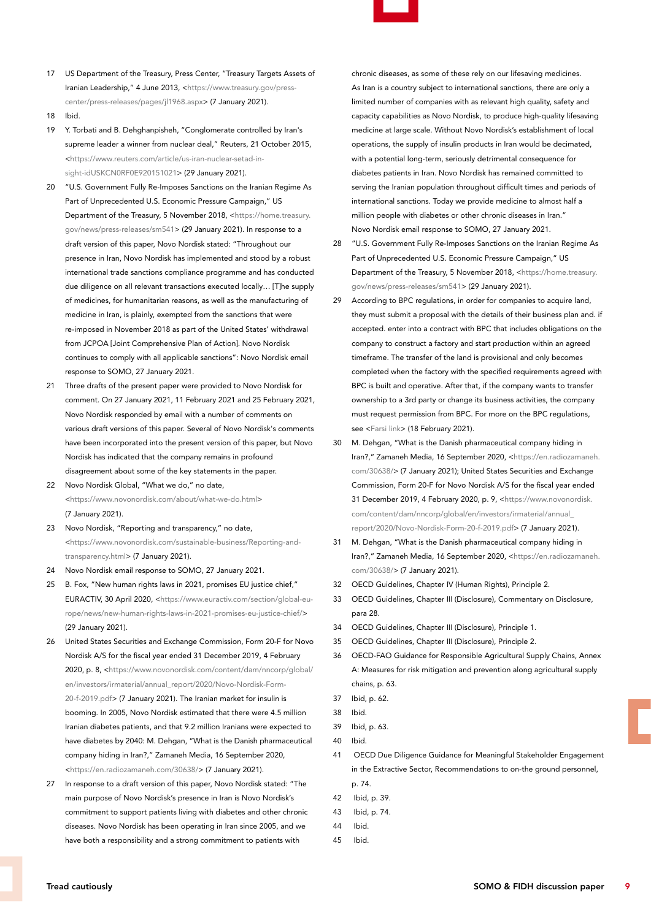17 US Department of the Treasury, Press Center, "Treasury Targets Assets of Iranian Leadership," 4 June 2013, <https://www.treasury.gov/press-center/press-releases/pages/jl1968.aspx> (7 January 2021).

18 Ibid.

19 Y. Torbati and B. Dehghanpisheh, "Conglomerate controlled by Iran's supreme leader a winner from nuclear deal," Reuters, 21 October 2015, <https://www.reuters.com/article/us-iran-nuclear-setad-in-sight-idUSKCN0RF0E920151021> (29 January 2021).

20 "U.S. Government Fully Re-Imposes Sanctions on the Iranian Regime As Part of Unprecedented U.S. Economic Pressure Campaign," US Department of the Treasury, 5 November 2018, <https://home.treasury.gov/news/press-releases/sm541> (29 January 2021). In response to a draft version of this paper, Novo Nordisk stated: "Throughout our presence in Iran, Novo Nordisk has implemented and stood by a robust international trade sanctions compliance programme and has conducted due diligence on all relevant transactions executed locally… [T]he supply of medicines, for humanitarian reasons, as well as the manufacturing of medicine in Iran, is plainly, exempted from the sanctions that were re-imposed in November 2018 as part of the United States' withdrawal from JCPOA [Joint Comprehensive Plan of Action]. Novo Nordisk continues to comply with all applicable sanctions": Novo Nordisk email response to SOMO, 27 January 2021.

21 Three drafts of the present paper were provided to Novo Nordisk for comment. On 27 January 2021, 11 February 2021 and 25 February 2021, Novo Nordisk responded by email with a number of comments on various draft versions of this paper. Several of Novo Nordisk's comments have been incorporated into the present version of this paper, but Novo Nordisk has indicated that the company remains in profound disagreement about some of the key statements in the paper.

22 Novo Nordisk Global, "What we do," no date, <https://www.novonordisk.com/about/what-we-do.html> (7 January 2021).

23 Novo Nordisk, "Reporting and transparency," no date, <https://www.novonordisk.com/sustainable-business/Reporting-and-transparency.html> (7 January 2021).

24 Novo Nordisk email response to SOMO, 27 January 2021.

25 B. Fox, "New human rights laws in 2021, promises EU justice chief," EURACTIV, 30 April 2020, <https://www.euractiv.com/section/global-europe/news/new-human-rights-laws-in-2021-promises-eu-justice-chief/> (29 January 2021).

26 United States Securities and Exchange Commission, Form 20-F for Novo Nordisk A/S for the fiscal year ended 31 December 2019, 4 February 2020, p. 8, <https://www.novonordisk.com/content/dam/nncorp/global/en/investors/irmaterial/annual_report/2020/Novo-Nordisk-Form-20-f-2019.pdf> (7 January 2021). The Iranian market for insulin is booming. In 2005, Novo Nordisk estimated that there were 4.5 million Iranian diabetes patients, and that 9.2 million Iranians were expected to have diabetes by 2040: M. Dehgan, "What is the Danish pharmaceutical company hiding in Iran?," Zamaneh Media, 16 September 2020, <https://en.radiozamaneh.com/30638/> (7 January 2021).

27 In response to a draft version of this paper, Novo Nordisk stated: "The main purpose of Novo Nordisk's presence in Iran is Novo Nordisk's commitment to support patients living with diabetes and other chronic diseases. Novo Nordisk has been operating in Iran since 2005, and we have both a responsibility and a strong commitment to patients with chronic diseases, as some of these rely on our lifesaving medicines. As Iran is a country subject to international sanctions, there are only a limited number of companies with as relevant high quality, safety and capacity capabilities as Novo Nordisk, to produce high-quality lifesaving medicine at large scale. Without Novo Nordisk's establishment of local operations, the supply of insulin products in Iran would be decimated, with a potential long-term, seriously detrimental consequence for diabetes patients in Iran. Novo Nordisk has remained committed to serving the Iranian population throughout difficult times and periods of international sanctions. Today we provide medicine to almost half a million people with diabetes or other chronic diseases in Iran." Novo Nordisk email response to SOMO, 27 January 2021.

28 "U.S. Government Fully Re-Imposes Sanctions on the Iranian Regime As Part of Unprecedented U.S. Economic Pressure Campaign," US Department of the Treasury, 5 November 2018, <https://home.treasury.gov/news/press-releases/sm541> (29 January 2021).

29 According to BPC regulations, in order for companies to acquire land, they must submit a proposal with the details of their business plan and. if accepted. enter into a contract with BPC that includes obligations on the company to construct a factory and start production within an agreed timeframe. The transfer of the land is provisional and only becomes completed when the factory with the specified requirements agreed with BPC is built and operative. After that, if the company wants to transfer ownership to a 3rd party or change its business activities, the company must request permission from BPC. For more on the BPC regulations, see <Farsi link> (18 February 2021).

30 M. Dehgan, "What is the Danish pharmaceutical company hiding in Iran?," Zamaneh Media, 16 September 2020, <https://en.radiozamaneh.com/30638/> (7 January 2021); United States Securities and Exchange Commission, Form 20-F for Novo Nordisk A/S for the fiscal year ended 31 December 2019, 4 February 2020, p. 9, <https://www.novonordisk.com/content/dam/nncorp/global/en/investors/irmaterial/annual_report/2020/Novo-Nordisk-Form-20-f-2019.pdf> (7 January 2021).

31 M. Dehgan, "What is the Danish pharmaceutical company hiding in Iran?," Zamaneh Media, 16 September 2020, <https://en.radiozamaneh.com/30638/> (7 January 2021).

32 OECD Guidelines, Chapter IV (Human Rights), Principle 2.

33 OECD Guidelines, Chapter III (Disclosure), Commentary on Disclosure, para 28.

34 OECD Guidelines, Chapter III (Disclosure), Principle 1.

35 OECD Guidelines, Chapter III (Disclosure), Principle 2.

36 OECD-FAO Guidance for Responsible Agricultural Supply Chains, Annex A: Measures for risk mitigation and prevention along agricultural supply chains, p. 63.

37 Ibid, p. 62.

38 Ibid.

39 Ibid, p. 63.

40 Ibid.

41 OECD Due Diligence Guidance for Meaningful Stakeholder Engagement in the Extractive Sector, Recommendations to on-the ground personnel, p. 74.

42 Ibid, p. 39.

43 Ibid, p. 74.

44 Ibid.

45 Ibid.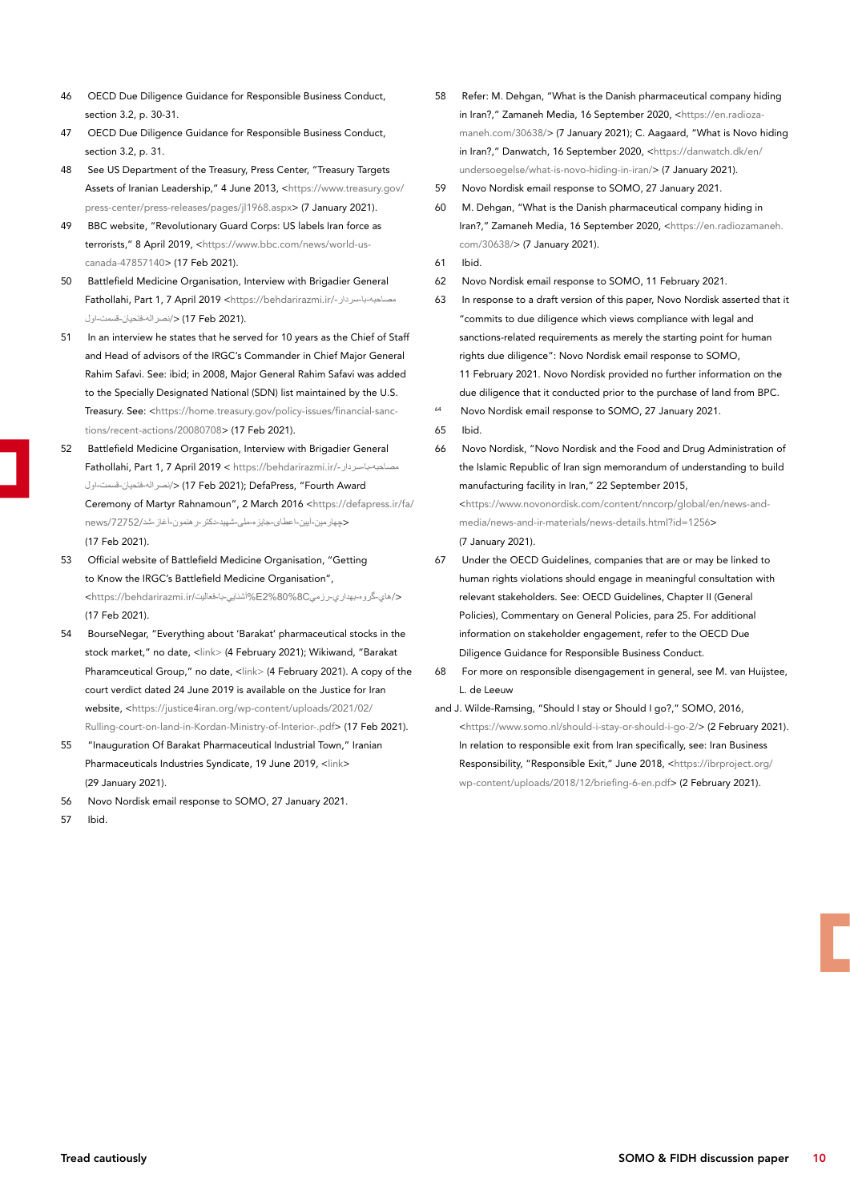46 OECD Due Diligence Guidance for Responsible Business Conduct, section 3.2, p. 30-31.

47 OECD Due Diligence Guidance for Responsible Business Conduct, section 3.2, p. 31.

48 See US Department of the Treasury, Press Center, "Treasury Targets Assets of Iranian Leadership," 4 June 2013, <https://www.treasury.gov/press-center/press-releases/pages/jl1968.aspx> (7 January 2021).

49 BBC website, "Revolutionary Guard Corps: US labels Iran force as terrorists," 8 April 2019, <https://www.bbc.com/news/world-us-canada-47857140> (17 Feb 2021).

50 Battlefield Medicine Organisation, Interview with Brigadier General Fathollahi, Part 1, 7 April 2019 <https://behdarirazmi.ir/-مصاحبه-با-سردار-نصرالله-فتحیان-قسمت-اول/> (17 Feb 2021).

51 In an interview he states that he served for 10 years as the Chief of Staff and Head of advisors of the IRGC's Commander in Chief Major General Rahim Safavi. See: ibid; in 2008, Major General Rahim Safavi was added to the Specially Designated National (SDN) list maintained by the U.S. Treasury. See: <https://home.treasury.gov/policy-issues/financial-sanctions/recent-actions/20080708> (17 Feb 2021).

52 Battlefield Medicine Organisation, Interview with Brigadier General Fathollahi, Part 1, 7 April 2019 < https://behdarirazmi.ir/-مصاحبه-با-سردار-نصرالله-فتحیان-قسمت-اول/> (17 Feb 2021); DefaPress, "Fourth Award Ceremony of Martyr Rahnamoun", 2 March 2016 <https://defapress.ir/fa/news/72752/چهارمین-آیین-اعطای-جایزه-ملی-شهید-دکتر-رهنمون-آغاز-شد> (17 Feb 2021).

53 Official website of Battlefield Medicine Organisation, "Getting to Know the IRGC's Battlefield Medicine Organisation", <https://behdarirazmi.ir/آشنایی-با-فعالیت%E2%80%8Cهای-گروه-بهداری-رزمی/> (17 Feb 2021).

54 BourseNegar, "Everything about 'Barakat' pharmaceutical stocks in the stock market," no date, <link> (4 February 2021); Wikiwand, "Barakat Pharamceutical Group," no date, <link> (4 February 2021). A copy of the court verdict dated 24 June 2019 is available on the Justice for Iran website, <https://justice4iran.org/wp-content/uploads/2021/02/Rulling-court-on-land-in-Kordan-Ministry-of-Interior-.pdf> (17 Feb 2021).

55 "Inauguration Of Barakat Pharmaceutical Industrial Town," Iranian Pharmaceuticals Industries Syndicate, 19 June 2019, <link> (29 January 2021).

56 Novo Nordisk email response to SOMO, 27 January 2021.

57 Ibid.

58 Refer: M. Dehgan, "What is the Danish pharmaceutical company hiding in Iran?," Zamaneh Media, 16 September 2020, <https://en.radiozamaneh.com/30638/> (7 January 2021); C. Aagaard, "What is Novo hiding in Iran?," Danwatch, 16 September 2020, <https://danwatch.dk/en/undersoegelse/what-is-novo-hiding-in-iran/> (7 January 2021).

59 Novo Nordisk email response to SOMO, 27 January 2021.

60 M. Dehgan, "What is the Danish pharmaceutical company hiding in Iran?," Zamaneh Media, 16 September 2020, <https://en.radiozamaneh.com/30638/> (7 January 2021).

61 Ibid.

62 Novo Nordisk email response to SOMO, 11 February 2021.

63 In response to a draft version of this paper, Novo Nordisk asserted that it "commits to due diligence which views compliance with legal and sanctions-related requirements as merely the starting point for human rights due diligence": Novo Nordisk email response to SOMO, 11 February 2021. Novo Nordisk provided no further information on the due diligence that it conducted prior to the purchase of land from BPC.

64 Novo Nordisk email response to SOMO, 27 January 2021.

65 Ibid.

66 Novo Nordisk, "Novo Nordisk and the Food and Drug Administration of the Islamic Republic of Iran sign memorandum of understanding to build manufacturing facility in Iran," 22 September 2015, <https://www.novonordisk.com/content/nncorp/global/en/news-and-media/news-and-ir-materials/news-details.html?id=1256> (7 January 2021).

67 Under the OECD Guidelines, companies that are or may be linked to human rights violations should engage in meaningful consultation with relevant stakeholders. See: OECD Guidelines, Chapter II (General Policies), Commentary on General Policies, para 25. For additional information on stakeholder engagement, refer to the OECD Due Diligence Guidance for Responsible Business Conduct.

68 For more on responsible disengagement in general, see M. van Huijstee, L. de Leeuw and J. Wilde-Ramsing, "Should I stay or Should I go?," SOMO, 2016, <https://www.somo.nl/should-i-stay-or-should-i-go-2/> (2 February 2021). In relation to responsible exit from Iran specifically, see: Iran Business Responsibility, "Responsible Exit," June 2018, <https://ibrproject.org/wp-content/uploads/2018/12/briefing-6-en.pdf> (2 February 2021).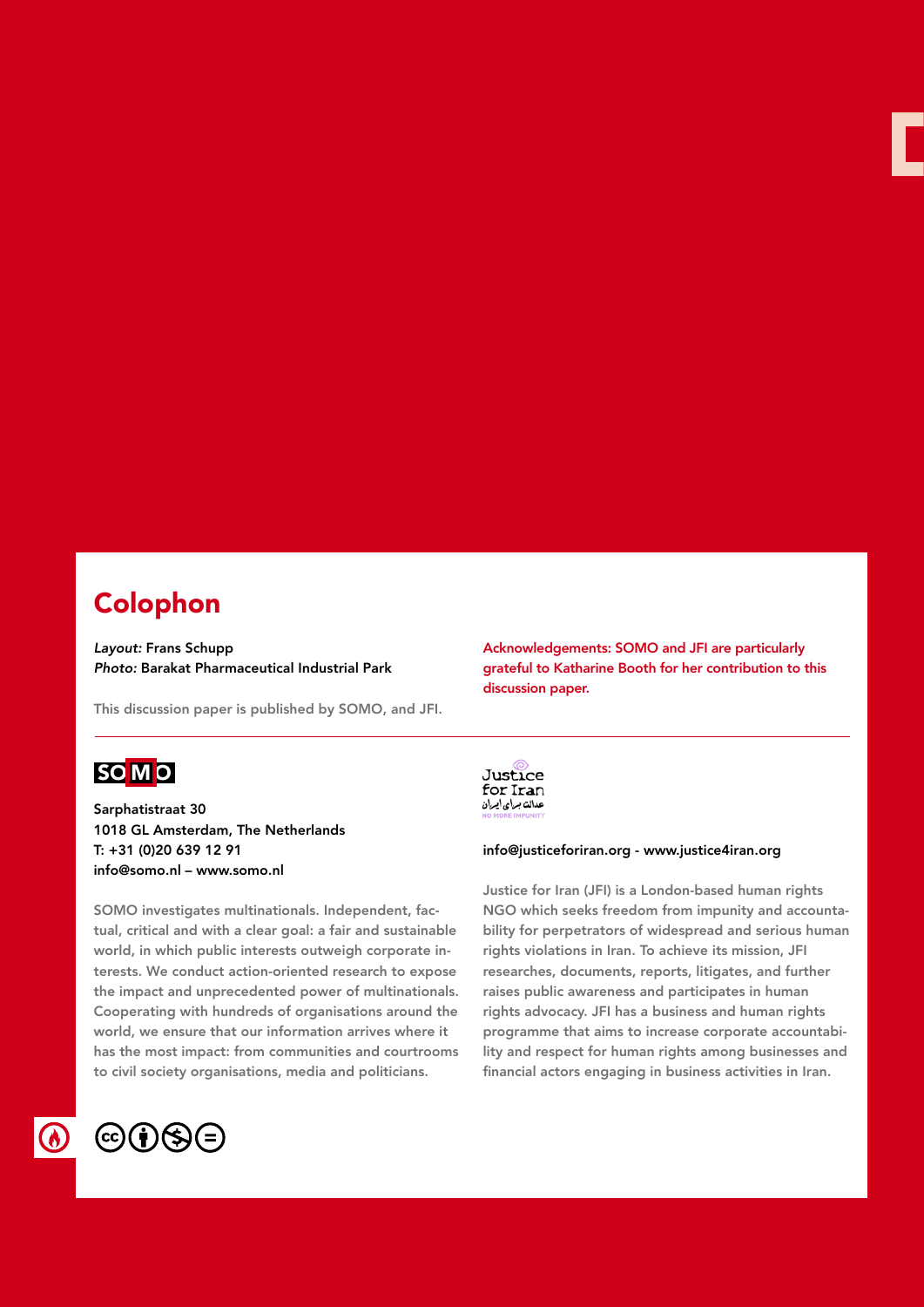## Colophon

*Layout:* Frans Schupp
*Photo:* Barakat Pharmaceutical Industrial Park

This discussion paper is published by SOMO, and JFI.

Acknowledgements: SOMO and JFI are particularly grateful to Katharine Booth for her contribution to this discussion paper.

SOMO

Sarphatistraat 30
1018 GL Amsterdam, The Netherlands
T: +31 (0)20 639 12 91
info@somo.nl – www.somo.nl

SOMO investigates multinationals. Independent, factual, critical and with a clear goal: a fair and sustainable world, in which public interests outweigh corporate interests. We conduct action-oriented research to expose the impact and unprecedented power of multinationals. Cooperating with hundreds of organisations around the world, we ensure that our information arrives where it has the most impact: from communities and courtrooms to civil society organisations, media and politicians.

Justice for Iran
عدالت برای ایران
NO MORE IMPUNITY

info@justiceforiran.org - www.justice4iran.org

Justice for Iran (JFI) is a London-based human rights NGO which seeks freedom from impunity and accountability for perpetrators of widespread and serious human rights violations in Iran. To achieve its mission, JFI researches, documents, reports, litigates, and further raises public awareness and participates in human rights advocacy. JFI has a business and human rights programme that aims to increase corporate accountability and respect for human rights among businesses and financial actors engaging in business activities in Iran.